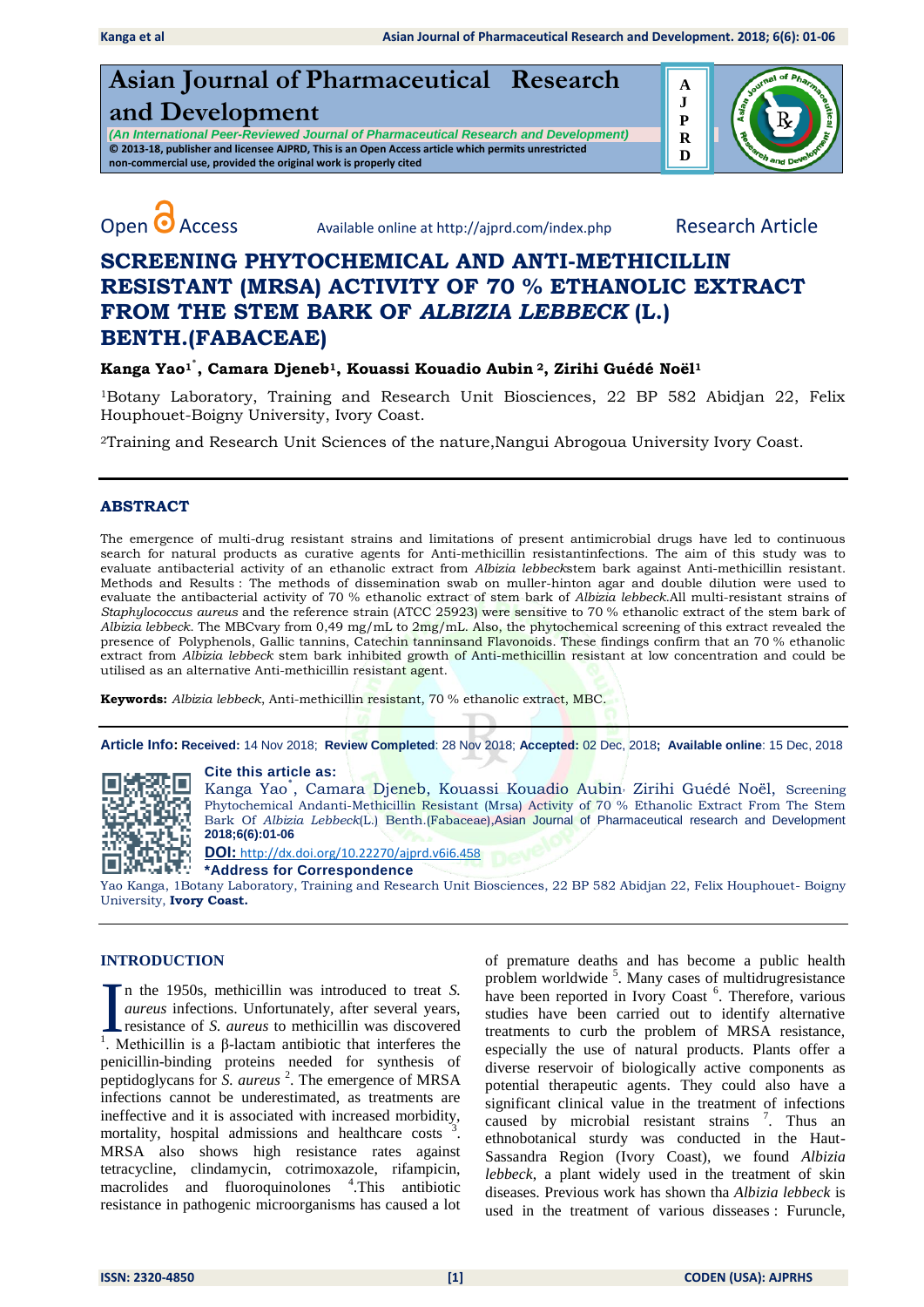# Asian Journal of Pharmaceutical Research and Development

*(An International Peer-Reviewed Journal of Pharmaceutical Research and Development)*

**© 2013-18, publisher and licensee AJPRD, This is an Open Access article which permits unrestricted non-commercial use, provided the original work is properly cited**

Open Access Available online at http://ajprd.com/index.php Research Article

# SCREENING PHYTOCHEMICAL AND ANTI-METHICILLIN RESISTANT (MRSA) ACTIVITY OF 70 % ETHANOLIC EXTRACT FROM THE STEM BARK OF *ALBIZIA LEBBECK* (L.) BENTH.(FABACEAE)

**Kanga Yao[1]\*, Camara Djeneb[1], Kouassi Kouadio Aubin [2], Zirihi Guédé Noël[1]**

[1]Botany Laboratory, Training and Research Unit Biosciences, 22 BP 582 Abidjan 22, Felix Houphouet-Boigny University, Ivory Coast.

[2]Training and Research Unit Sciences of the nature,Nangui Abrogoua University Ivory Coast.

## ABSTRACT

The emergence of multi-drug resistant strains and limitations of present antimicrobial drugs have led to continuous search for natural products as curative agents for Anti-methicillin resistantinfections. The aim of this study was to evaluate antibacterial activity of an ethanolic extract from *Albizia lebbeck*stem bark against Anti-methicillin resistant. Methods and Results : The methods of dissemination swab on muller-hinton agar and double dilution were used to evaluate the antibacterial activity of 70 % ethanolic extract of stem bark of *Albizia lebbeck*.All multi-resistant strains of *Staphylococcus aureus* and the reference strain (ATCC 25923) were sensitive to 70 % ethanolic extract of the stem bark of *Albizia lebbeck*. The MBCvary from 0,49 mg/mL to 2mg/mL. Also, the phytochemical screening of this extract revealed the presence of Polyphenols, Gallic tannins, Catechin tanninsand Flavonoids. These findings confirm that an 70 % ethanolic extract from *Albizia lebbeck* stem bark inhibited growth of Anti-methicillin resistant at low concentration and could be utilised as an alternative Anti-methicillin resistant agent.

**Keywords:** *Albizia lebbeck*, Anti-methicillin resistant, 70 % ethanolic extract, MBC.

**Article Info: Received:** 14 Nov 2018; **Review Completed**: 28 Nov 2018; **Accepted:** 02 Dec, 2018**; Available online**: 15 Dec, 2018

**Cite this article as:**

Kanga Yao\*, Camara Djeneb, Kouassi Kouadio Aubin, Zirihi Guédé Noël, Screening Phytochemical Andanti-Methicillin Resistant (Mrsa) Activity of 70 % Ethanolic Extract From The Stem Bark Of *Albizia Lebbeck*(L.) Benth.(Fabaceae),Asian Journal of Pharmaceutical research and Development **2018;6(6):01-06**

**DOI:** http://dx.doi.org/10.22270/ajprd.v6i6.458

**\*Address for Correspondence**

Yao Kanga, 1Botany Laboratory, Training and Research Unit Biosciences, 22 BP 582 Abidjan 22, Felix Houphouet- Boigny University, **Ivory Coast.**

## INTRODUCTION

In the 1950s, methicillin was introduced to treat *S. aureus* infections. Unfortunately, after several years, resistance of *S. aureus* to methicillin was discovered [1]. Methicillin is a β-lactam antibiotic that interferes the penicillin-binding proteins needed for synthesis of peptidoglycans for *S. aureus* [2]. The emergence of MRSA infections cannot be underestimated, as treatments are ineffective and it is associated with increased morbidity, mortality, hospital admissions and healthcare costs [3]. MRSA also shows high resistance rates against tetracycline, clindamycin, cotrimoxazole, rifampicin, macrolides and fluoroquinolones [4].This antibiotic resistance in pathogenic microorganisms has caused a lot of premature deaths and has become a public health problem worldwide [5]. Many cases of multidrugresistance have been reported in Ivory Coast [6]. Therefore, various studies have been carried out to identify alternative treatments to curb the problem of MRSA resistance, especially the use of natural products. Plants offer a diverse reservoir of biologically active components as potential therapeutic agents. They could also have a significant clinical value in the treatment of infections caused by microbial resistant strains [7]. Thus an ethnobotanical sturdy was conducted in the Haut-Sassandra Region (Ivory Coast), we found *Albizia lebbeck*, a plant widely used in the treatment of skin diseases. Previous work has shown tha *Albizia lebbeck* is used in the treatment of various disseases : Furuncle,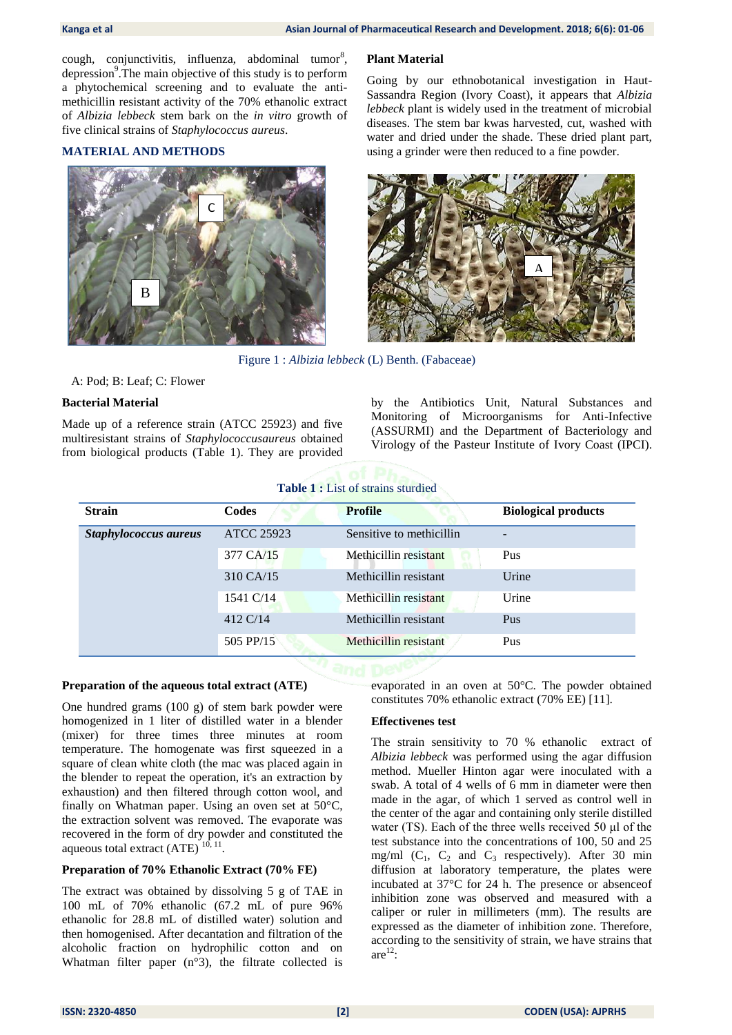cough, conjunctivitis, influenza, abdominal tumor[8], depression[9]. The main objective of this study is to perform a phytochemical screening and to evaluate the anti-methicillin resistant activity of the 70% ethanolic extract of *Albizia lebbeck* stem bark on the *in vitro* growth of five clinical strains of *Staphylococcus aureus*.

## MATERIAL AND METHODS

### Plant Material

Going by our ethnobotanical investigation in Haut-Sassandra Region (Ivory Coast), it appears that *Albizia lebbeck* plant is widely used in the treatment of microbial diseases. The stem bar kwas harvested, cut, washed with water and dried under the shade. These dried plant part, using a grinder were then reduced to a fine powder.

Figure 1 : *Albizia lebbeck* (L) Benth. (Fabaceae)

A: Pod; B: Leaf; C: Flower

### Bacterial Material

Made up of a reference strain (ATCC 25923) and five multiresistant strains of *Staphylococcusaureus* obtained from biological products (Table 1). They are provided by the Antibiotics Unit, Natural Substances and Monitoring of Microorganisms for Anti-Infective (ASSURMI) and the Department of Bacteriology and Virology of the Pasteur Institute of Ivory Coast (IPCI).

**Table 1 :** List of strains sturdied

| Strain | Codes | Profile | Biological products |
|---|---|---|---|
| ***Staphylococcus aureus*** | ATCC 25923 | Sensitive to methicillin | - |
| | 377 CA/15 | Methicillin resistant | Pus |
| | 310 CA/15 | Methicillin resistant | Urine |
| | 1541 C/14 | Methicillin resistant | Urine |
| | 412 C/14 | Methicillin resistant | Pus |
| | 505 PP/15 | Methicillin resistant | Pus |

### Preparation of the aqueous total extract (ATE)

One hundred grams (100 g) of stem bark powder were homogenized in 1 liter of distilled water in a blender (mixer) for three times three minutes at room temperature. The homogenate was first squeezed in a square of clean white cloth (the mac was placed again in the blender to repeat the operation, it's an extraction by exhaustion) and then filtered through cotton wool, and finally on Whatman paper. Using an oven set at 50°C, the extraction solvent was removed. The evaporate was recovered in the form of dry powder and constituted the aqueous total extract (ATE) [10, 11].

### Preparation of 70% Ethanolic Extract (70% FE)

The extract was obtained by dissolving 5 g of TAE in 100 mL of 70% ethanolic (67.2 mL of pure 96% ethanolic for 28.8 mL of distilled water) solution and then homogenised. After decantation and filtration of the alcoholic fraction on hydrophilic cotton and on Whatman filter paper (n°3), the filtrate collected is evaporated in an oven at 50°C. The powder obtained constitutes 70% ethanolic extract (70% EE) [11].

### Effectivenes test

The strain sensitivity to 70 % ethanolic extract of *Albizia lebbeck* was performed using the agar diffusion method. Mueller Hinton agar were inoculated with a swab. A total of 4 wells of 6 mm in diameter were then made in the agar, of which 1 served as control well in the center of the agar and containing only sterile distilled water (TS). Each of the three wells received 50 µl of the test substance into the concentrations of 100, 50 and 25 mg/ml ($C_1$, $C_2$ and $C_3$ respectively). After 30 min diffusion at laboratory temperature, the plates were incubated at 37°C for 24 h. The presence or absenceof inhibition zone was observed and measured with a caliper or ruler in millimeters (mm). The results are expressed as the diameter of inhibition zone. Therefore, according to the sensitivity of strain, we have strains that are[12]: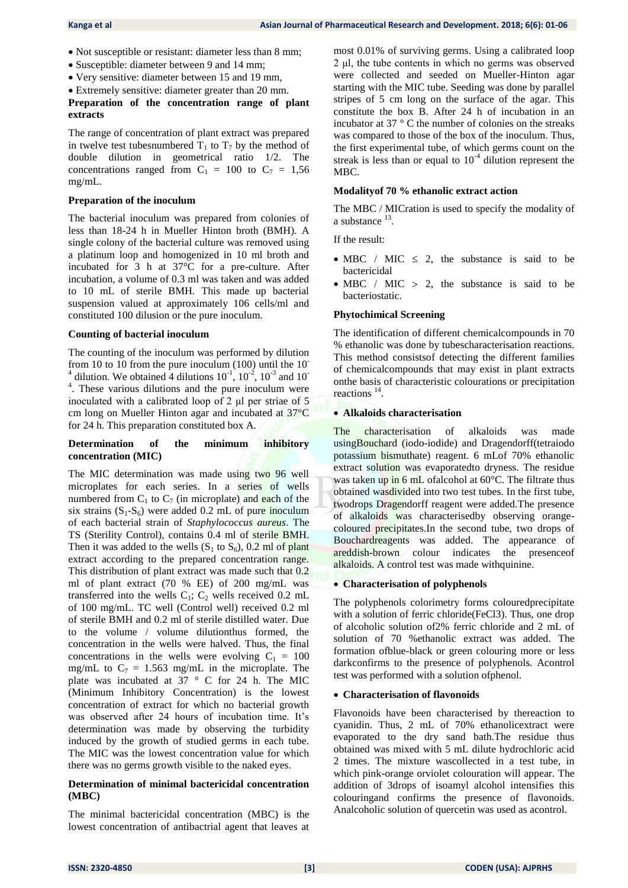- Not susceptible or resistant: diameter less than 8 mm;
- Susceptible: diameter between 9 and 14 mm;
- Very sensitive: diameter between 15 and 19 mm,
- Extremely sensitive: diameter greater than 20 mm.

**Preparation of the concentration range of plant extracts**

The range of concentration of plant extract was prepared in twelve test tubesnumbered $T_1$ to $T_7$ by the method of double dilution in geometrical ratio 1/2. The concentrations ranged from $C_1$ = 100 to $C_7$ = 1,56 mg/mL.

**Preparation of the inoculum**

The bacterial inoculum was prepared from colonies of less than 18-24 h in Mueller Hinton broth (BMH). A single colony of the bacterial culture was removed using a platinum loop and homogenized in 10 ml broth and incubated for 3 h at 37°C for a pre-culture. After incubation, a volume of 0.3 ml was taken and was added to 10 mL of sterile BMH. This made up bacterial suspension valued at approximately 106 cells/ml and constituted 100 dilusion or the pure inoculum.

**Counting of bacterial inoculum**

The counting of the inoculum was performed by dilution from 10 to 10 from the pure inoculum (100) until the $10^{-4}$ dilution. We obtained 4 dilutions $10^{-1}$, $10^{-2}$, $10^{-3}$ and $10^{-4}$. These various dilutions and the pure inoculum were inoculated with a calibrated loop of 2 µl per striae of 5 cm long on Mueller Hinton agar and incubated at 37°C for 24 h. This preparation constituted box A.

**Determination of the minimum inhibitory concentration (MIC)**

The MIC determination was made using two 96 well microplates for each series. In a series of wells numbered from $C_1$ to $C_7$ (in microplate) and each of the six strains ($S_1$-$S_6$) were added 0.2 mL of pure inoculum of each bacterial strain of *Staphylococcus aureus*. The TS (Sterility Control), contains 0.4 ml of sterile BMH. Then it was added to the wells ($S_1$ to $S_6$), 0.2 ml of plant extract according to the prepared concentration range. This distribution of plant extract was made such that 0.2 ml of plant extract (70 % EE) of 200 mg/mL was transferred into the wells $C_1$; $C_2$ wells received 0.2 mL of 100 mg/mL. TC well (Control well) received 0.2 ml of sterile BMH and 0.2 ml of sterile distilled water. Due to the volume / volume dilutionthus formed, the concentration in the wells were halved. Thus, the final concentrations in the wells were evolving $C_1$ = 100 mg/mL to $C_7$ = 1.563 mg/mL in the microplate. The plate was incubated at 37 ° C for 24 h. The MIC (Minimum Inhibitory Concentration) is the lowest concentration of extract for which no bacterial growth was observed after 24 hours of incubation time. It's determination was made by observing the turbidity induced by the growth of studied germs in each tube. The MIC was the lowest concentration value for which there was no germs growth visible to the naked eyes.

**Determination of minimal bactericidal concentration (MBC)**

The minimal bactericidal concentration (MBC) is the lowest concentration of antibactrial agent that leaves at most 0.01% of surviving germs. Using a calibrated loop 2 µl, the tube contents in which no germs was observed were collected and seeded on Mueller-Hinton agar starting with the MIC tube. Seeding was done by parallel stripes of 5 cm long on the surface of the agar. This constitute the box B. After 24 h of incubation in an incubator at 37 ° C the number of colonies on the streaks was compared to those of the box of the inoculum. Thus, the first experimental tube, of which germs count on the streak is less than or equal to $10^{-4}$ dilution represent the MBC.

**Modalityof 70 % ethanolic extract action**

The MBC / MICration is used to specify the modality of a substance [13].

If the result:

- MBC / MIC ≤ 2, the substance is said to be bactericidal
- MBC / MIC > 2, the substance is said to be bacteriostatic.

**Phytochimical Screening**

The identification of different chemicalcompounds in 70 % ethanolic was done by tubescharacterisation reactions. This method consistsof detecting the different families of chemicalcompounds that may exist in plant extracts onthe basis of characteristic colourations or precipitation reactions [14].

- **Alkaloids characterisation**

The characterisation of alkaloids was made usingBouchard (iodo-iodide) and Dragendorff(tetraiodo potassium bismuthate) reagent. 6 mLof 70% ethanolic extract solution was evaporatedto dryness. The residue was taken up in 6 mL ofalcohol at 60°C. The filtrate thus obtained wasdivided into two test tubes. In the first tube, twodrops Dragendorff reagent were added.The presence of alkaloids was characterisedby observing orange-coloured precipitates.In the second tube, two drops of Bouchardreagents was added. The appearance of areddish-brown colour indicates the presenceof alkaloids. A control test was made withquinine.

- **Characterisation of polyphenols**

The polyphenols colorimetry forms colouredprecipitate with a solution of ferric chloride($FeCl_3$). Thus, one drop of alcoholic solution of2% ferric chloride and 2 mL of solution of 70 %ethanolic extract was added. The formation ofblue-black or green colouring more or less darkconfirms to the presence of polyphenols. Acontrol test was performed with a solution ofphenol.

- **Characterisation of flavonoids**

Flavonoids have been characterised by thereaction to cyanidin. Thus, 2 mL of 70% ethanolicextract were evaporated to the dry sand bath.The residue thus obtained was mixed with 5 mL dilute hydrochloric acid 2 times. The mixture wascollected in a test tube, in which pink-orange orviolet colouration will appear. The addition of 3drops of isoamyl alcohol intensifies this colouringand confirms the presence of flavonoids. Analcoholic solution of quercetin was used as acontrol.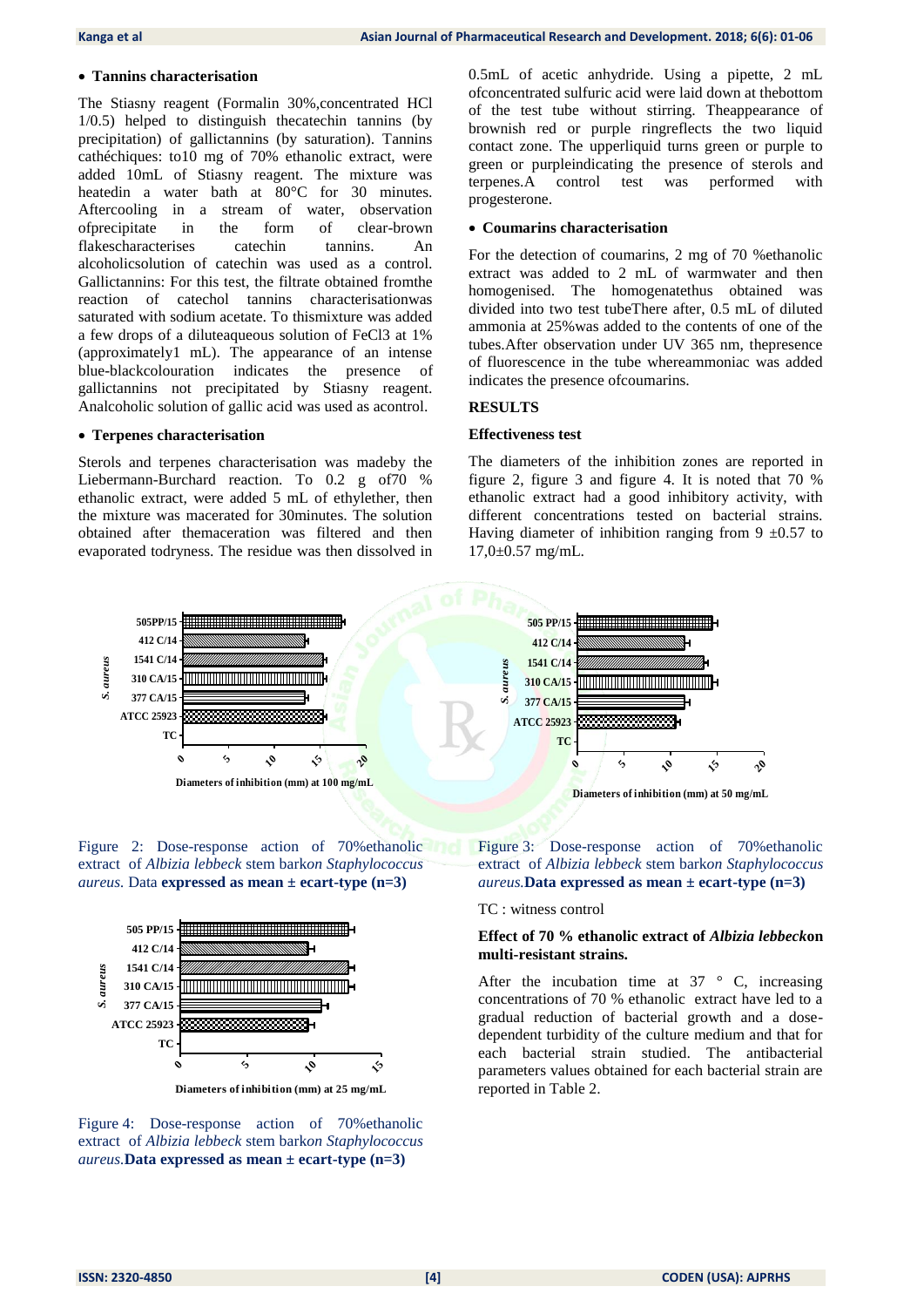- **Tannins characterisation**

The Stiasny reagent (Formalin 30%,concentrated HCl 1/0.5) helped to distinguish thecatechin tannins (by precipitation) of gallictannins (by saturation). Tannins cathéchiques: to10 mg of 70% ethanolic extract, were added 10mL of Stiasny reagent. The mixture was heatedin a water bath at 80°C for 30 minutes. Aftercooling in a stream of water, observation ofprecipitate in the form of clear-brown flakescharacterises catechin tannins. An alcoholicsolution of catechin was used as a control. Gallictannins: For this test, the filtrate obtained fromthe reaction of catechol tannins characterisationwas saturated with sodium acetate. To thismixture was added a few drops of a diluteaqueous solution of $FeCl_3$ at 1% (approximately1 mL). The appearance of an intense blue-blackcolouration indicates the presence of gallictannins not precipitated by Stiasny reagent. Analcoholic solution of gallic acid was used as acontrol.

- **Terpenes characterisation**

Sterols and terpenes characterisation was madeby the Liebermann-Burchard reaction. To 0.2 g of70 % ethanolic extract, were added 5 mL of ethylether, then the mixture was macerated for 30minutes. The solution obtained after themaceration was filtered and then evaporated todryness. The residue was then dissolved in 0.5mL of acetic anhydride. Using a pipette, 2 mL ofconcentrated sulfuric acid were laid down at thebottom of the test tube without stirring. Theappearance of brownish red or purple ringreflects the two liquid contact zone. The upperliquid turns green or purple to green or purpleindicating the presence of sterols and terpenes.A control test was performed with progesterone.

- **Coumarins characterisation**

For the detection of coumarins, 2 mg of 70 %ethanolic extract was added to 2 mL of warmwater and then homogenised. The homogenatethus obtained was divided into two test tubeThere after, 0.5 mL of diluted ammonia at 25%was added to the contents of one of the tubes.After observation under UV 365 nm, thepresence of fluorescence in the tube whereammoniac was added indicates the presence ofcoumarins.

## RESULTS

### Effectiveness test

The diameters of the inhibition zones are reported in figure 2, figure 3 and figure 4. It is noted that 70 % ethanolic extract had a good inhibitory activity, with different concentrations tested on bacterial strains. Having diameter of inhibition ranging from 9 ±0.57 to 17,0±0.57 mg/mL.

Figure 2: Dose-response action of 70%ethanolic extract of *Albizia lebbeck* stem bark*on Staphylococcus aureus.* Data **expressed as mean ± ecart-type (n=3)**

Figure 3: Dose-response action of 70%ethanolic extract of *Albizia lebbeck* stem bark*on Staphylococcus aureus.* **Data expressed as mean ± ecart-type (n=3)**

TC : witness control

Figure 4: Dose-response action of 70%ethanolic extract of *Albizia lebbeck* stem bark*on Staphylococcus aureus.* **Data expressed as mean ± ecart-type (n=3)**

### Effect of 70 % ethanolic extract of *Albizia lebbeck*on multi-resistant strains.

After the incubation time at 37 ° C, increasing concentrations of 70 % ethanolic extract have led to a gradual reduction of bacterial growth and a dose-dependent turbidity of the culture medium and that for each bacterial strain studied. The antibacterial parameters values obtained for each bacterial strain are reported in Table 2.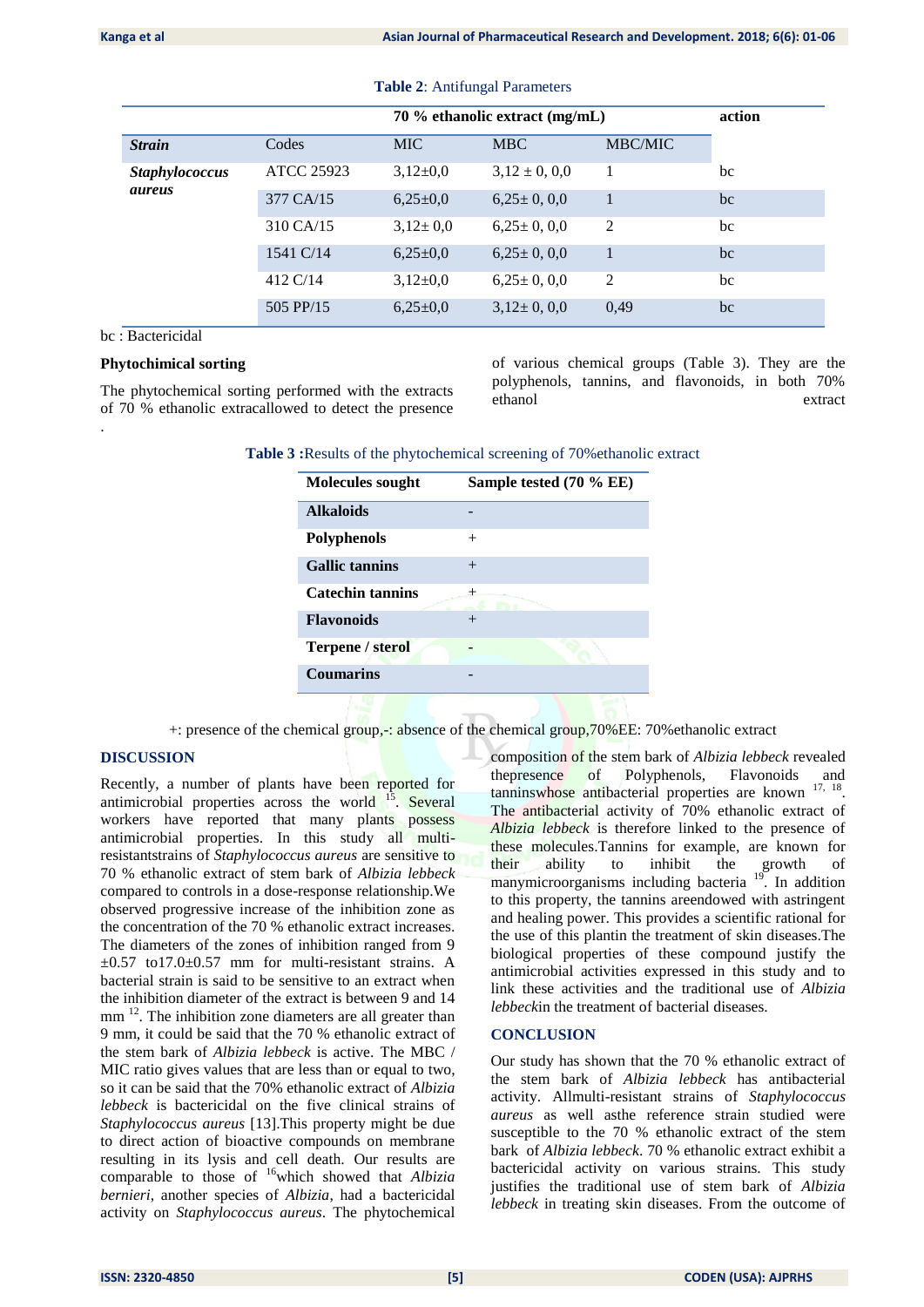**Table 2**: Antifungal Parameters

| | | 70 % ethanolic extract (mg/mL) | | | action |
|---|---|---|---|---|---|
| ***Strain*** | Codes | MIC | MBC | MBC/MIC | |
| ***Staphylococcus aureus*** | ATCC 25923 | 3,12±0,0 | 3,12 ± 0, 0,0 | 1 | bc |
| | 377 CA/15 | 6,25±0,0 | 6,25± 0, 0,0 | 1 | bc |
| | 310 CA/15 | 3,12± 0,0 | 6,25± 0, 0,0 | 2 | bc |
| | 1541 C/14 | 6,25±0,0 | 6,25± 0, 0,0 | 1 | bc |
| | 412 C/14 | 3,12±0,0 | 6,25± 0, 0,0 | 2 | bc |
| | 505 PP/15 | 6,25±0,0 | 3,12± 0, 0,0 | 0,49 | bc |

bc : Bactericidal

**Phytochimical sorting**

The phytochemical sorting performed with the extracts of 70 % ethanolic extracallowed to detect the presence of various chemical groups (Table 3). They are the polyphenols, tannins, and flavonoids, in both 70% ethanol extract

**Table 3 :**Results of the phytochemical screening of 70%ethanolic extract

| Molecules sought | Sample tested (70 % EE) |
|---|---|
| **Alkaloids** | - |
| **Polyphenols** | + |
| **Gallic tannins** | + |
| **Catechin tannins** | + |
| **Flavonoids** | + |
| **Terpene / sterol** | - |
| **Coumarins** | - |

+: presence of the chemical group,-: absence of the chemical group,70%EE: 70%ethanolic extract

## DISCUSSION

Recently, a number of plants have been reported for antimicrobial properties across the world [15]. Several workers have reported that many plants possess antimicrobial properties. In this study all multi-resistantstrains of *Staphylococcus aureus* are sensitive to 70 % ethanolic extract of stem bark of *Albizia lebbeck* compared to controls in a dose-response relationship.We observed progressive increase of the inhibition zone as the concentration of the 70 % ethanolic extract increases. The diameters of the zones of inhibition ranged from 9 ±0.57 to17.0±0.57 mm for multi-resistant strains. A bacterial strain is said to be sensitive to an extract when the inhibition diameter of the extract is between 9 and 14 mm [12]. The inhibition zone diameters are all greater than 9 mm, it could be said that the 70 % ethanolic extract of the stem bark of *Albizia lebbeck* is active. The MBC / MIC ratio gives values that are less than or equal to two, so it can be said that the 70% ethanolic extract of *Albizia lebbeck* is bactericidal on the five clinical strains of *Staphylococcus aureus* [13].This property might be due to direct action of bioactive compounds on membrane resulting in its lysis and cell death. Our results are comparable to those of [16]which showed that *Albizia bernieri*, another species of *Albizia*, had a bactericidal activity on *Staphylococcus aureus*. The phytochemical composition of the stem bark of *Albizia lebbeck* revealed thepresence of Polyphenols, Flavonoids and tanninswhose antibacterial properties are known [17, 18]. The antibacterial activity of 70% ethanolic extract of *Albizia lebbeck* is therefore linked to the presence of these molecules.Tannins for example, are known for their ability to inhibit the growth of manymicroorganisms including bacteria [19]. In addition to this property, the tannins areendowed with astringent and healing power. This provides a scientific rational for the use of this plantin the treatment of skin diseases.The biological properties of these compound justify the antimicrobial activities expressed in this study and to link these activities and the traditional use of *Albizia lebbeck*in the treatment of bacterial diseases.

## CONCLUSION

Our study has shown that the 70 % ethanolic extract of the stem bark of *Albizia lebbeck* has antibacterial activity. Allmulti-resistant strains of *Staphylococcus aureus* as well asthe reference strain studied were susceptible to the 70 % ethanolic extract of the stem bark of *Albizia lebbeck*. 70 % ethanolic extract exhibit a bactericidal activity on various strains. This study justifies the traditional use of stem bark of *Albizia lebbeck* in treating skin diseases. From the outcome of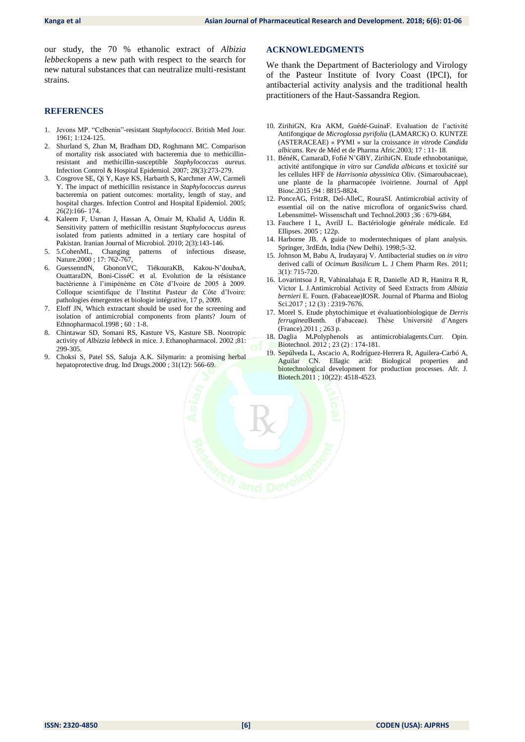our study, the 70 % ethanolic extract of *Albizia lebbeck*opens a new path with respect to the search for new natural substances that can neutralize multi-resistant strains.

## ACKNOWLEDGMENTS

We thank the Department of Bacteriology and Virology of the Pasteur Institute of Ivory Coast (IPCI), for antibacterial activity analysis and the traditional health practitioners of the Haut-Sassandra Region.

## REFERENCES

1. Jevons MP. "Celbenin"-resistant *Staphylococci*. British Med Jour. 1961; 1:124-125.
2. Shurland S, Zhan M, Bradham DD, Roghmann MC. Comparison of mortality risk associated with bacteremia due to methicillin-resistant and methicillin-susceptible *Staphylococcus aureus*. Infection Control & Hospital Epidemiol. 2007; 28(3):273-279.
3. Cosgrove SE, Qi Y, Kaye KS, Harbarth S, Karchmer AW, Carmeli Y. The impact of methicillin resistance in *Staphylococcus aureus* bacteremia on patient outcomes: mortality, length of stay, and hospital charges. Infection Control and Hospital Epidemiol. 2005; 26(2):166- 174.
4. Kaleem F, Usman J, Hassan A, Omair M, Khalid A, Uddin R. Sensitivity pattern of methicillin resistant *Staphylococcus aureus* isolated from patients admitted in a tertiary care hospital of Pakistan. Iranian Journal of Microbiol. 2010; 2(3):143-146.
5. 5.CohenML, Changing patterns of infectious disease, Nature.2000 ; 17: 762-767,
6. GuessenndN, GbononVC, TiékouraKB, Kakou-N'doubaA, OuattaraDN, Boni-CisséC et al. Evolution de la résistance bactérienne à l'imipénème en Côte d'Ivoire de 2005 à 2009. Colloque scientifique de l'Institut Pasteur de Côte d'Ivoire: pathologies émergentes et biologie intégrative, 17 p, 2009.
7. Eloff JN, Which extractant should be used for the screening and isolation of antimicrobial components from plants? Journ of Ethnopharmacol.1998 ; 60 : 1-8.
8. Chintawar SD, Somani RS, Kasture VS, Kasture SB. Nootropic activity of *Albizzia lebbeck* in mice. J. Ethanopharmacol. 2002 ;81: 299-305.
9. Choksi S, Patel SS, Saluja A.K. Silymarin: a promising herbal hepatoprotective drug. Ind Drugs.2000 ; 31(12): 566-69.
10. ZirihiGN, Kra AKM, Guédé-GuinaF. Evaluation de l'activité Antifongique de *Microglossa pyrifolia* (LAMARCK) O. KUNTZE (ASTERACEAE) « PYMI » sur la croissance *in vitro*de *Candida albicans*. Rev de Méd et de Pharma Afric.2003; 17 : 11- 18.
11. BénéK, CamaraD, Fofié N'GBY, ZirihiGN. Etude ethnobotanique, activité antifongique *in vitro* sur *Candida albicans* et toxicité sur les cellules HFF de *Harrisonia abyssinica* Oliv. (Simaroubaceae), une plante de la pharmacopée ivoirienne. Journal of Appl Biosc.2015 ;94 : 8815-8824.
12. PonceAG, FritzR, Del-AlleC, RouraSI. Antimicrobial activity of essential oil on the native microflora of organicSwiss chard. Lebensmittel- Wissenschaft und Technol.2003 ;36 : 679-684,
13. Fauchere I L, AvrilJ L. Bactériologie générale médicale. Ed Ellipses. 2005 ; 122p.
14. Harborne JB. A guide to moderntechniques of plant analysis. Springer, 3rdEdn, India (New Delhi). 1998;5-32.
15. Johnson M, Babu A, Irudayaraj V. Antibacterial studies on *in vitro* derived calli of *Ocimum Basilicum* L. J Chem Pharm Res. 2011; 3(1): 715-720.
16. Lovarintsoa J R, Vahinalahaja E R, Danielle AD R, Hanitra R R, Victor L J.Antimicrobial Activity of Seed Extracts from *Albizia bernieri* E. Fourn. (Fabaceae)IOSR. Journal of Pharma and Biolog Sci.2017 ; 12 (3) : 2319-7676.
17. Morel S. Etude phytochimique et évaluationbiologique de *Derris ferruginea*Benth. (Fabaceae). Thèse Université d'Angers (France).2011 ; 263 p.
18. Daglia M**.**Polyphenols as antimicrobialagents.Curr. Opin. Biotechnol. 2012 ; 23 (2) : 174-181.
19. Sepúlveda L, Ascacio A, Rodríguez-Herrera R, Aguilera-Carbó A, Aguilar CN. Ellagic acid: Biological properties and biotechnological development for production processes. Afr. J. Biotech.2011 ; 10(22): 4518-4523.